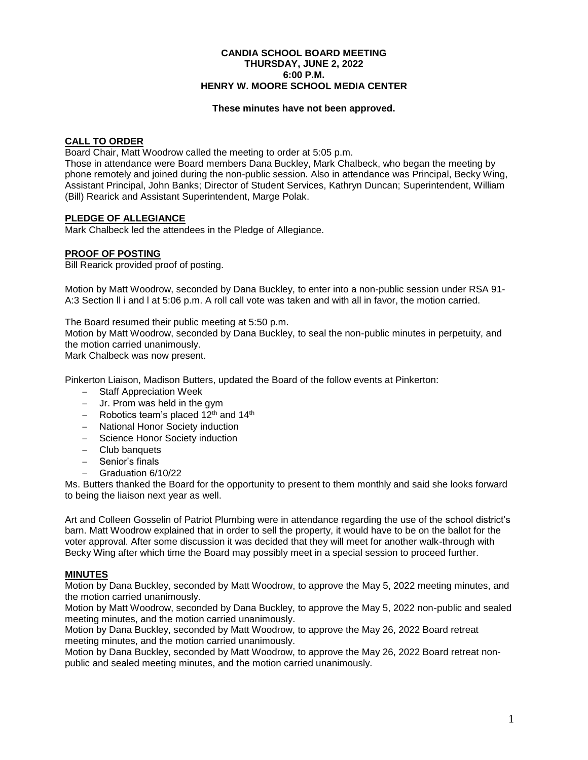**CANDIA SCHOOL BOARD MEETING**
**THURSDAY, JUNE 2, 2022**
**6:00 P.M.**
**HENRY W. MOORE SCHOOL MEDIA CENTER**

**These minutes have not been approved.**

## CALL TO ORDER

Board Chair, Matt Woodrow called the meeting to order at 5:05 p.m.
Those in attendance were Board members Dana Buckley, Mark Chalbeck, who began the meeting by phone remotely and joined during the non-public session. Also in attendance was Principal, Becky Wing, Assistant Principal, John Banks; Director of Student Services, Kathryn Duncan; Superintendent, William (Bill) Rearick and Assistant Superintendent, Marge Polak.

## PLEDGE OF ALLEGIANCE

Mark Chalbeck led the attendees in the Pledge of Allegiance.

## PROOF OF POSTING

Bill Rearick provided proof of posting.

Motion by Matt Woodrow, seconded by Dana Buckley, to enter into a non-public session under RSA 91-A:3 Section ll i and l at 5:06 p.m. A roll call vote was taken and with all in favor, the motion carried.

The Board resumed their public meeting at 5:50 p.m.
Motion by Matt Woodrow, seconded by Dana Buckley, to seal the non-public minutes in perpetuity, and the motion carried unanimously.
Mark Chalbeck was now present.

Pinkerton Liaison, Madison Butters, updated the Board of the follow events at Pinkerton:

- Staff Appreciation Week
- Jr. Prom was held in the gym
- Robotics team's placed 12th and 14th
- National Honor Society induction
- Science Honor Society induction
- Club banquets
- Senior's finals
- Graduation 6/10/22

Ms. Butters thanked the Board for the opportunity to present to them monthly and said she looks forward to being the liaison next year as well.

Art and Colleen Gosselin of Patriot Plumbing were in attendance regarding the use of the school district's barn. Matt Woodrow explained that in order to sell the property, it would have to be on the ballot for the voter approval. After some discussion it was decided that they will meet for another walk-through with Becky Wing after which time the Board may possibly meet in a special session to proceed further.

## MINUTES

Motion by Dana Buckley, seconded by Matt Woodrow, to approve the May 5, 2022 meeting minutes, and the motion carried unanimously.
Motion by Matt Woodrow, seconded by Dana Buckley, to approve the May 5, 2022 non-public and sealed meeting minutes, and the motion carried unanimously.
Motion by Dana Buckley, seconded by Matt Woodrow, to approve the May 26, 2022 Board retreat meeting minutes, and the motion carried unanimously.
Motion by Dana Buckley, seconded by Matt Woodrow, to approve the May 26, 2022 Board retreat non-public and sealed meeting minutes, and the motion carried unanimously.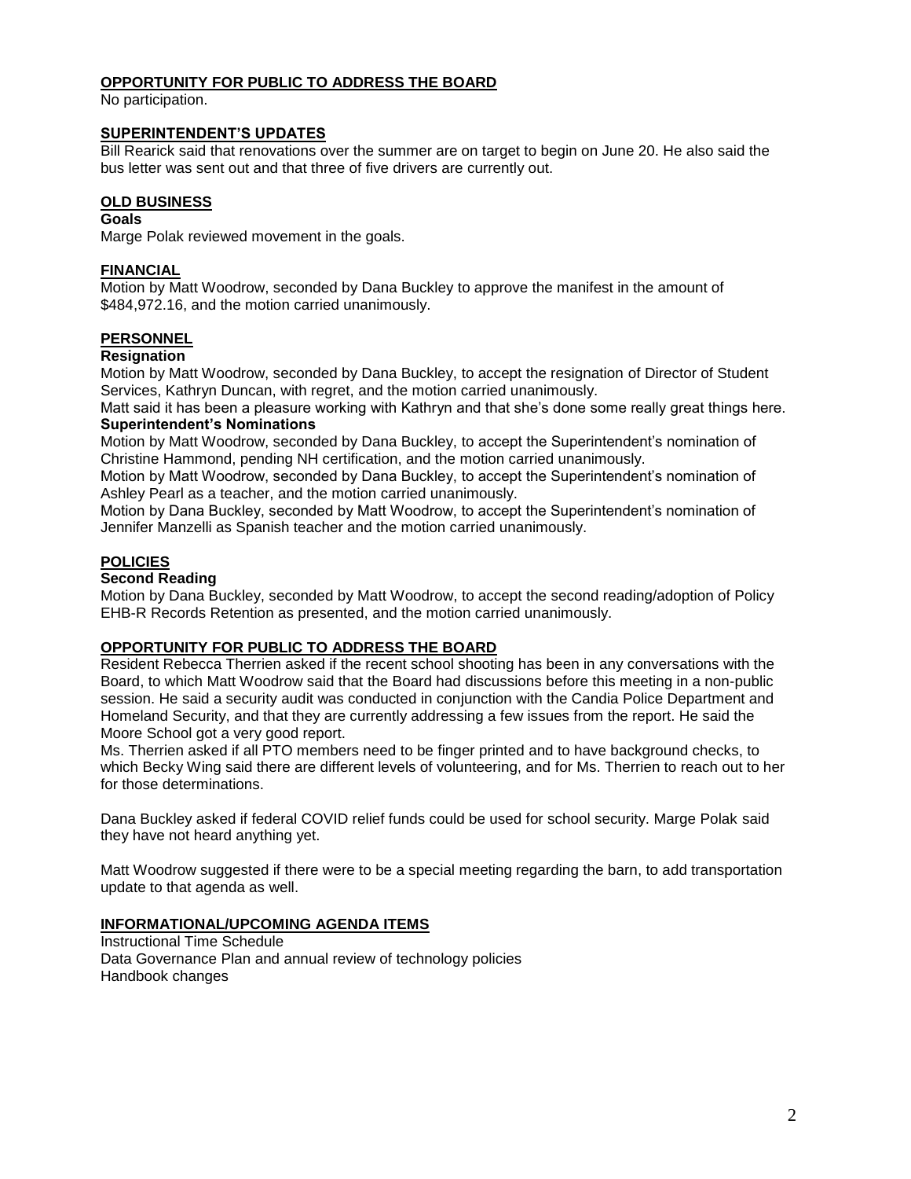## OPPORTUNITY FOR PUBLIC TO ADDRESS THE BOARD

No participation.

## SUPERINTENDENT'S UPDATES

Bill Rearick said that renovations over the summer are on target to begin on June 20. He also said the bus letter was sent out and that three of five drivers are currently out.

## OLD BUSINESS

### Goals

Marge Polak reviewed movement in the goals.

## FINANCIAL

Motion by Matt Woodrow, seconded by Dana Buckley to approve the manifest in the amount of $484,972.16, and the motion carried unanimously.

## PERSONNEL

### Resignation

Motion by Matt Woodrow, seconded by Dana Buckley, to accept the resignation of Director of Student Services, Kathryn Duncan, with regret, and the motion carried unanimously.

Matt said it has been a pleasure working with Kathryn and that she's done some really great things here.

### Superintendent's Nominations

Motion by Matt Woodrow, seconded by Dana Buckley, to accept the Superintendent's nomination of Christine Hammond, pending NH certification, and the motion carried unanimously.

Motion by Matt Woodrow, seconded by Dana Buckley, to accept the Superintendent's nomination of Ashley Pearl as a teacher, and the motion carried unanimously.

Motion by Dana Buckley, seconded by Matt Woodrow, to accept the Superintendent's nomination of Jennifer Manzelli as Spanish teacher and the motion carried unanimously.

## POLICIES

### Second Reading

Motion by Dana Buckley, seconded by Matt Woodrow, to accept the second reading/adoption of Policy EHB-R Records Retention as presented, and the motion carried unanimously.

## OPPORTUNITY FOR PUBLIC TO ADDRESS THE BOARD

Resident Rebecca Therrien asked if the recent school shooting has been in any conversations with the Board, to which Matt Woodrow said that the Board had discussions before this meeting in a non-public session. He said a security audit was conducted in conjunction with the Candia Police Department and Homeland Security, and that they are currently addressing a few issues from the report. He said the Moore School got a very good report.

Ms. Therrien asked if all PTO members need to be finger printed and to have background checks, to which Becky Wing said there are different levels of volunteering, and for Ms. Therrien to reach out to her for those determinations.

Dana Buckley asked if federal COVID relief funds could be used for school security. Marge Polak said they have not heard anything yet.

Matt Woodrow suggested if there were to be a special meeting regarding the barn, to add transportation update to that agenda as well.

## INFORMATIONAL/UPCOMING AGENDA ITEMS

Instructional Time Schedule
Data Governance Plan and annual review of technology policies
Handbook changes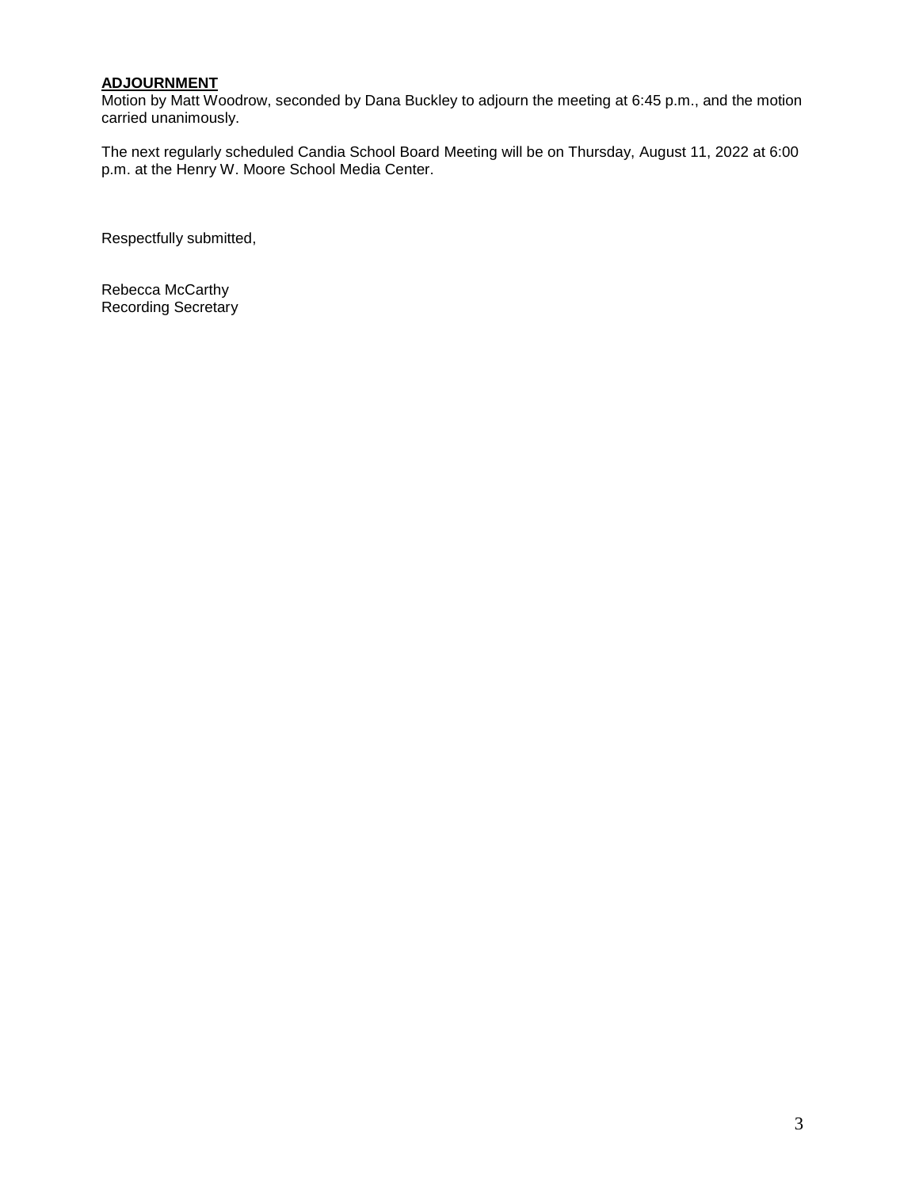## ADJOURNMENT

Motion by Matt Woodrow, seconded by Dana Buckley to adjourn the meeting at 6:45 p.m., and the motion carried unanimously.

The next regularly scheduled Candia School Board Meeting will be on Thursday, August 11, 2022 at 6:00 p.m. at the Henry W. Moore School Media Center.

Respectfully submitted,

Rebecca McCarthy
Recording Secretary